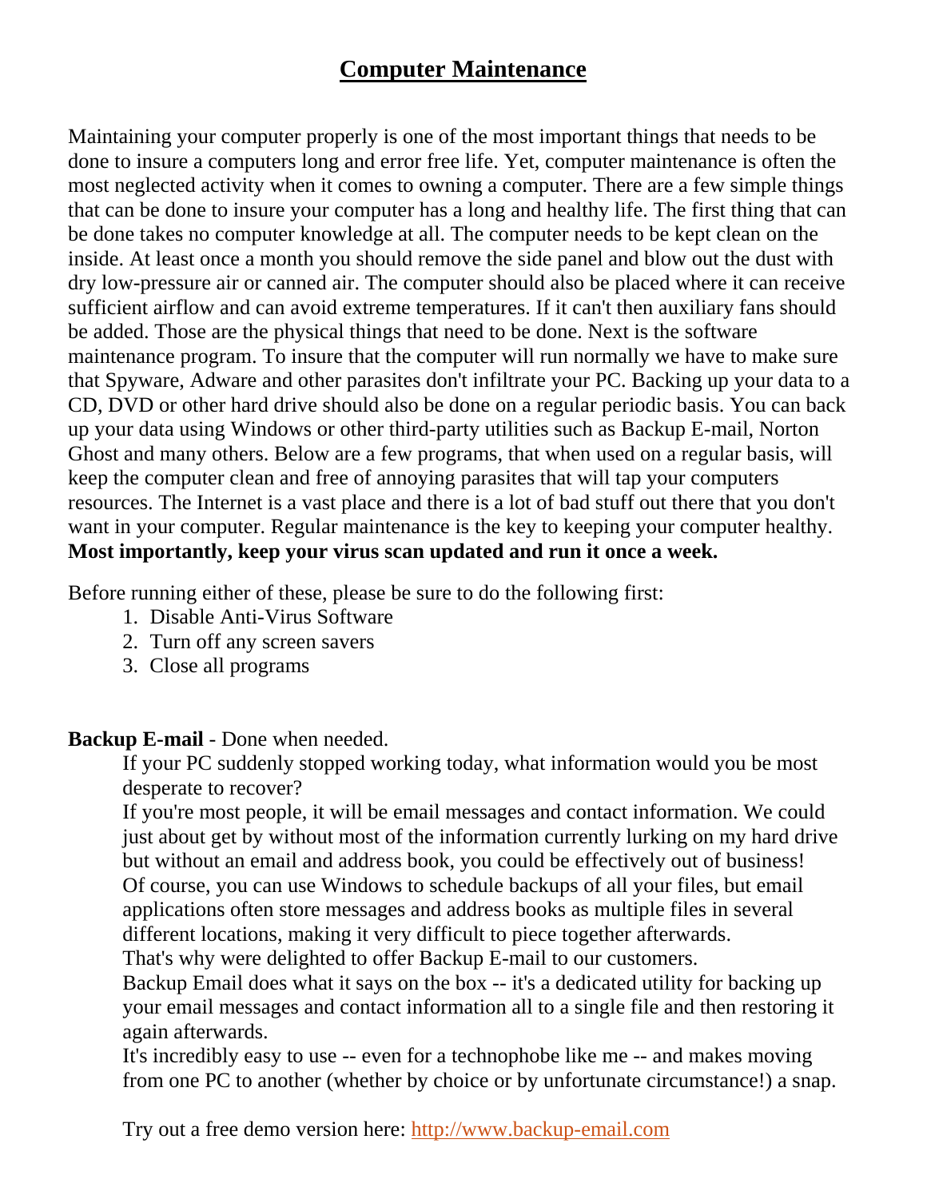# Computer Maintenance

Maintaining your computer properly is one of the most important things that needs to be done to insure a computers long and error free life. Yet, computer maintenance is often the most neglected activity when it comes to owning a computer. There are a few simple things that can be done to insure your computer has a long and healthy life. The first thing that can be done takes no computer knowledge at all. The computer needs to be kept clean on the inside. At least once a month you should remove the side panel and blow out the dust with dry low-pressure air or canned air. The computer should also be placed where it can receive sufficient airflow and can avoid extreme temperatures. If it can't then auxiliary fans should be added. Those are the physical things that need to be done. Next is the software maintenance program. To insure that the computer will run normally we have to make sure that Spyware, Adware and other parasites don't infiltrate your PC. Backing up your data to a CD, DVD or other hard drive should also be done on a regular periodic basis. You can back up your data using Windows or other third-party utilities such as Backup E-mail, Norton Ghost and many others. Below are a few programs, that when used on a regular basis, will keep the computer clean and free of annoying parasites that will tap your computers resources. The Internet is a vast place and there is a lot of bad stuff out there that you don't want in your computer. Regular maintenance is the key to keeping your computer healthy. **Most importantly, keep your virus scan updated and run it once a week.**

Before running either of these, please be sure to do the following first:

1. Disable Anti-Virus Software
2. Turn off any screen savers
3. Close all programs

**Backup E-mail** - Done when needed.

If your PC suddenly stopped working today, what information would you be most desperate to recover?

If you're most people, it will be email messages and contact information. We could just about get by without most of the information currently lurking on my hard drive but without an email and address book, you could be effectively out of business!

Of course, you can use Windows to schedule backups of all your files, but email applications often store messages and address books as multiple files in several different locations, making it very difficult to piece together afterwards.

That's why were delighted to offer Backup E-mail to our customers.

Backup Email does what it says on the box -- it's a dedicated utility for backing up your email messages and contact information all to a single file and then restoring it again afterwards.

It's incredibly easy to use -- even for a technophobe like me -- and makes moving from one PC to another (whether by choice or by unfortunate circumstance!) a snap.

Try out a free demo version here: [http://www.backup-email.com](http://www.backup-email.com)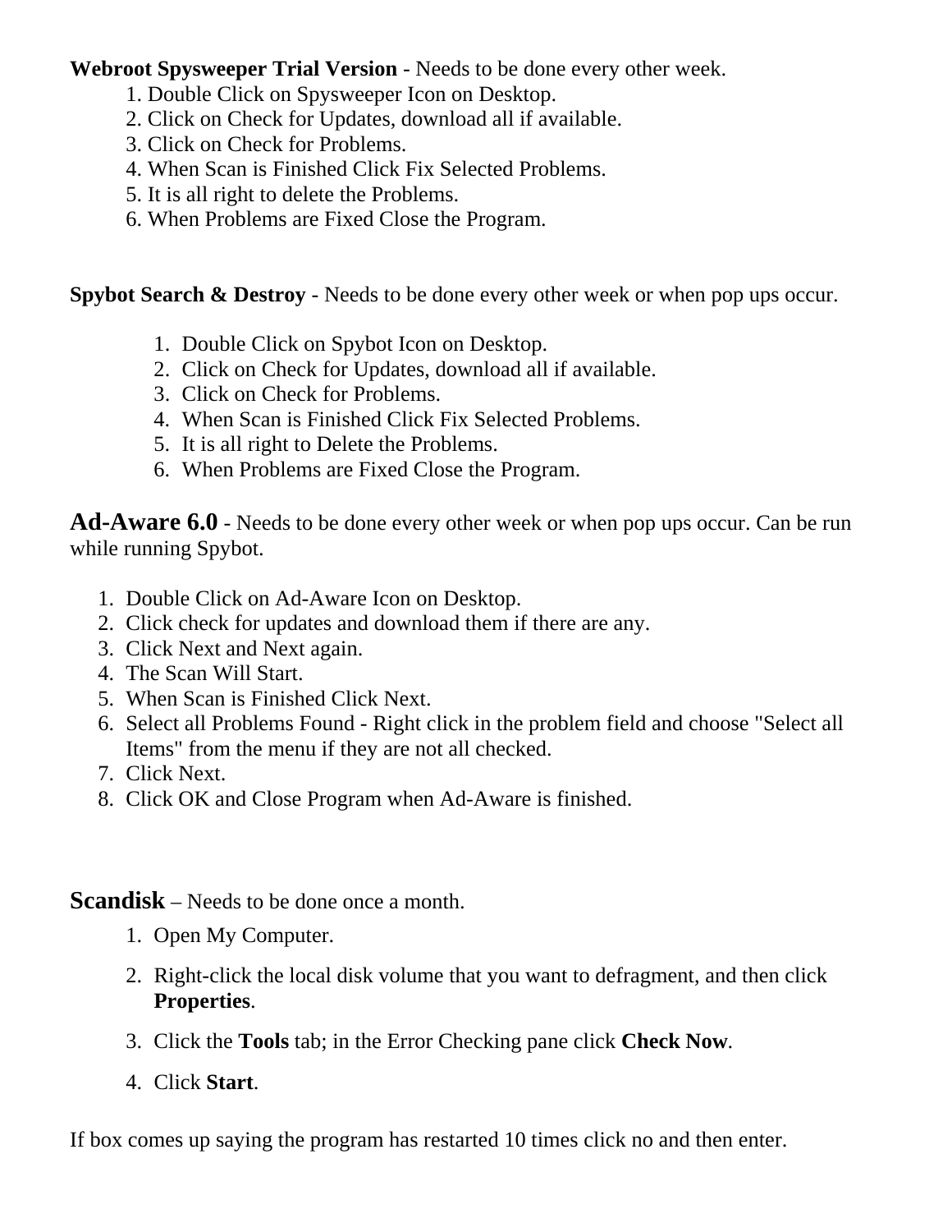**Webroot Spysweeper Trial Version** - Needs to be done every other week.

1. Double Click on Spysweeper Icon on Desktop.
2. Click on Check for Updates, download all if available.
3. Click on Check for Problems.
4. When Scan is Finished Click Fix Selected Problems.
5. It is all right to delete the Problems.
6. When Problems are Fixed Close the Program.

**Spybot Search & Destroy** - Needs to be done every other week or when pop ups occur.

1. Double Click on Spybot Icon on Desktop.
2. Click on Check for Updates, download all if available.
3. Click on Check for Problems.
4. When Scan is Finished Click Fix Selected Problems.
5. It is all right to Delete the Problems.
6. When Problems are Fixed Close the Program.

**Ad-Aware 6.0** - Needs to be done every other week or when pop ups occur. Can be run while running Spybot.

1. Double Click on Ad-Aware Icon on Desktop.
2. Click check for updates and download them if there are any.
3. Click Next and Next again.
4. The Scan Will Start.
5. When Scan is Finished Click Next.
6. Select all Problems Found - Right click in the problem field and choose "Select all Items" from the menu if they are not all checked.
7. Click Next.
8. Click OK and Close Program when Ad-Aware is finished.

**Scandisk** – Needs to be done once a month.

1. Open My Computer.
2. Right-click the local disk volume that you want to defragment, and then click **Properties**.
3. Click the **Tools** tab; in the Error Checking pane click **Check Now**.
4. Click **Start**.

If box comes up saying the program has restarted 10 times click no and then enter.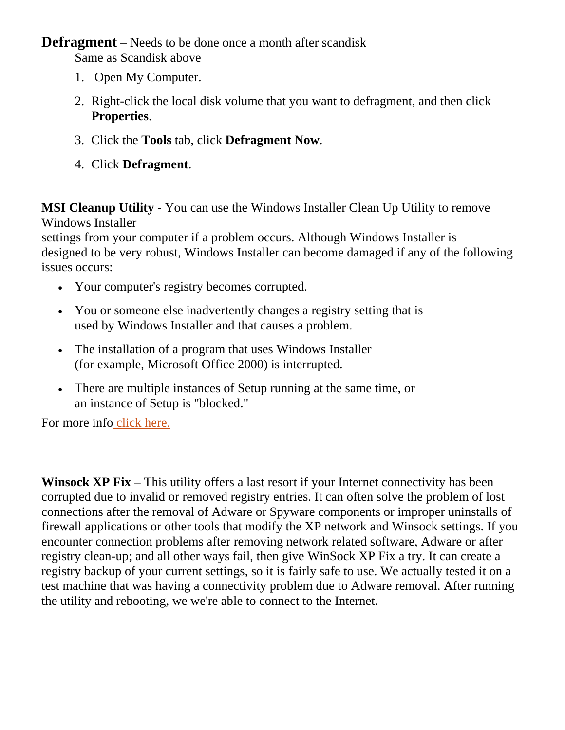**Defragment** – Needs to be done once a month after scandisk
Same as Scandisk above

1. Open My Computer.
2. Right-click the local disk volume that you want to defragment, and then click **Properties**.
3. Click the **Tools** tab, click **Defragment Now**.
4. Click **Defragment**.

**MSI Cleanup Utility** - You can use the Windows Installer Clean Up Utility to remove Windows Installer settings from your computer if a problem occurs. Although Windows Installer is designed to be very robust, Windows Installer can become damaged if any of the following issues occurs:

- Your computer's registry becomes corrupted.
- You or someone else inadvertently changes a registry setting that is used by Windows Installer and that causes a problem.
- The installation of a program that uses Windows Installer (for example, Microsoft Office 2000) is interrupted.
- There are multiple instances of Setup running at the same time, or an instance of Setup is "blocked."

For more info click here.

**Winsock XP Fix** – This utility offers a last resort if your Internet connectivity has been corrupted due to invalid or removed registry entries. It can often solve the problem of lost connections after the removal of Adware or Spyware components or improper uninstalls of firewall applications or other tools that modify the XP network and Winsock settings. If you encounter connection problems after removing network related software, Adware or after registry clean-up; and all other ways fail, then give WinSock XP Fix a try. It can create a registry backup of your current settings, so it is fairly safe to use. We actually tested it on a test machine that was having a connectivity problem due to Adware removal. After running the utility and rebooting, we we're able to connect to the Internet.